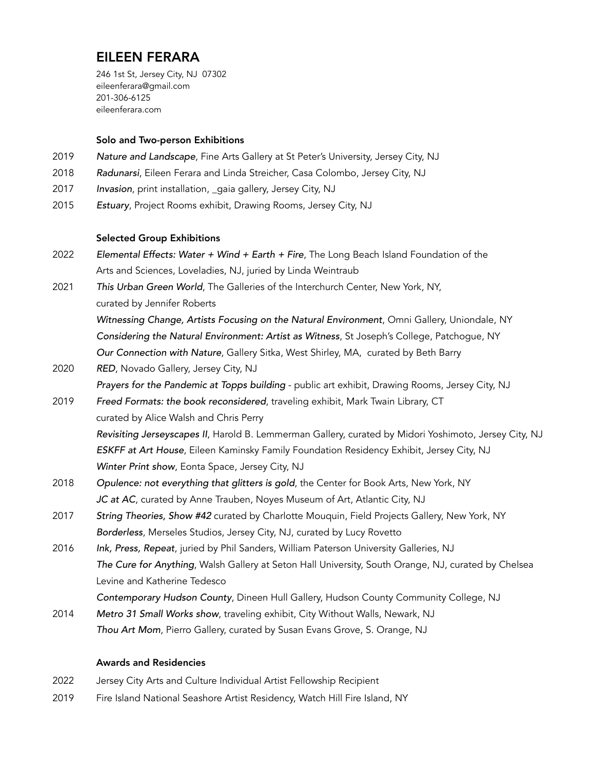# EILEEN FERARA

246 1st St, Jersey City, NJ 07302
eileenferara@gmail.com
201-306-6125
eileenferara.com

## Solo and Two-person Exhibitions

2019 *Nature and Landscape*, Fine Arts Gallery at St Peter's University, Jersey City, NJ

2018 *Radunarsi*, Eileen Ferara and Linda Streicher, Casa Colombo, Jersey City, NJ

2017 *Invasion*, print installation, _gaia gallery, Jersey City, NJ

2015 *Estuary*, Project Rooms exhibit, Drawing Rooms, Jersey City, NJ

## Selected Group Exhibitions

2022 *Elemental Effects: Water + Wind + Earth + Fire*, The Long Beach Island Foundation of the Arts and Sciences, Loveladies, NJ, juried by Linda Weintraub

2021 *This Urban Green World*, The Galleries of the Interchurch Center, New York, NY, curated by Jennifer Roberts

*Witnessing Change, Artists Focusing on the Natural Environment*, Omni Gallery, Uniondale, NY

*Considering the Natural Environment: Artist as Witness*, St Joseph's College, Patchogue, NY

*Our Connection with Nature*, Gallery Sitka, West Shirley, MA, curated by Beth Barry

2020 *RED*, Novado Gallery, Jersey City, NJ

*Prayers for the Pandemic at Topps building* - public art exhibit, Drawing Rooms, Jersey City, NJ

2019 *Freed Formats: the book reconsidered*, traveling exhibit, Mark Twain Library, CT curated by Alice Walsh and Chris Perry

*Revisiting Jerseyscapes II*, Harold B. Lemmerman Gallery, curated by Midori Yoshimoto, Jersey City, NJ

*ESKFF at Art House*, Eileen Kaminsky Family Foundation Residency Exhibit, Jersey City, NJ

*Winter Print show*, Eonta Space, Jersey City, NJ

2018 *Opulence: not everything that glitters is gold*, the Center for Book Arts, New York, NY

*JC at AC*, curated by Anne Trauben, Noyes Museum of Art, Atlantic City, NJ

2017 *String Theories, Show #42* curated by Charlotte Mouquin, Field Projects Gallery, New York, NY

*Borderless*, Merseles Studios, Jersey City, NJ, curated by Lucy Rovetto

2016 *Ink, Press, Repeat*, juried by Phil Sanders, William Paterson University Galleries, NJ

*The Cure for Anything*, Walsh Gallery at Seton Hall University, South Orange, NJ, curated by Chelsea Levine and Katherine Tedesco

*Contemporary Hudson County*, Dineen Hull Gallery, Hudson County Community College, NJ

2014 *Metro 31 Small Works show*, traveling exhibit, City Without Walls, Newark, NJ

*Thou Art Mom*, Pierro Gallery, curated by Susan Evans Grove, S. Orange, NJ

## Awards and Residencies

2022 Jersey City Arts and Culture Individual Artist Fellowship Recipient

2019 Fire Island National Seashore Artist Residency, Watch Hill Fire Island, NY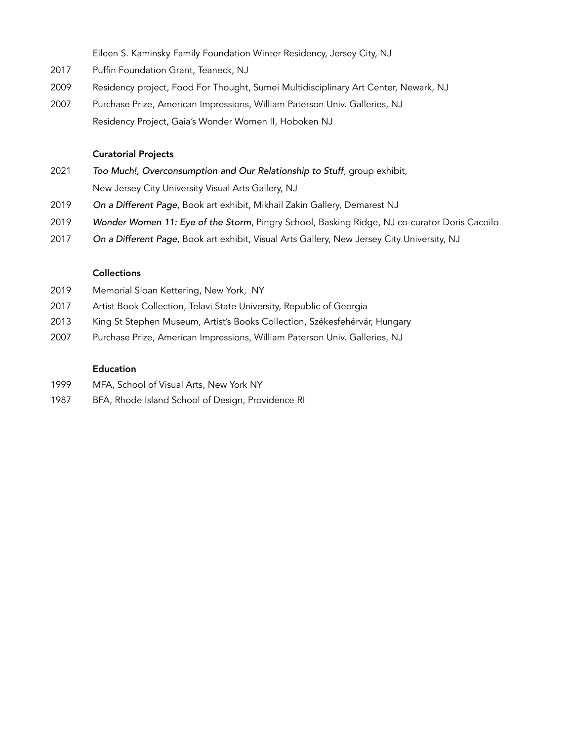Eileen S. Kaminsky Family Foundation Winter Residency, Jersey City, NJ

2017 Puffin Foundation Grant, Teaneck, NJ

2009 Residency project, Food For Thought, Sumei Multidisciplinary Art Center, Newark, NJ

2007 Purchase Prize, American Impressions, William Paterson Univ. Galleries, NJ

Residency Project, Gaia's Wonder Women II, Hoboken NJ

**Curatorial Projects**

2021 *Too Much!, Overconsumption and Our Relationship to Stuff*, group exhibit, New Jersey City University Visual Arts Gallery, NJ

2019 *On a Different Page*, Book art exhibit, Mikhail Zakin Gallery, Demarest NJ

2019 *Wonder Women 11: Eye of the Storm*, Pingry School, Basking Ridge, NJ co-curator Doris Cacoilo

2017 *On a Different Page*, Book art exhibit, Visual Arts Gallery, New Jersey City University, NJ

**Collections**

2019 Memorial Sloan Kettering, New York, NY

2017 Artist Book Collection, Telavi State University, Republic of Georgia

2013 King St Stephen Museum, Artist's Books Collection, Székesfehérvár, Hungary

2007 Purchase Prize, American Impressions, William Paterson Univ. Galleries, NJ

**Education**

1999 MFA, School of Visual Arts, New York NY

1987 BFA, Rhode Island School of Design, Providence RI